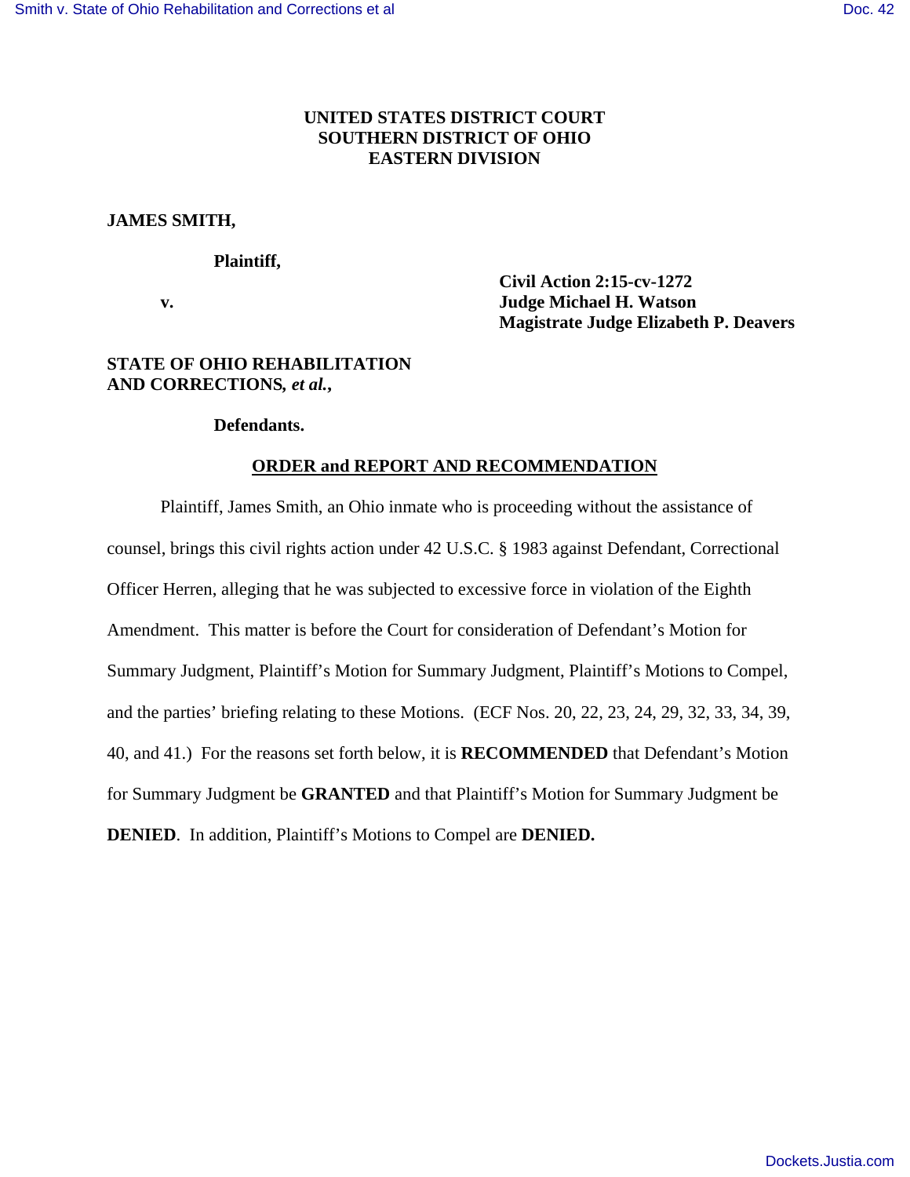**UNITED STATES DISTRICT COURT**
**SOUTHERN DISTRICT OF OHIO**
**EASTERN DIVISION**

**JAMES SMITH,**

**Plaintiff,**

**v.**

**Civil Action 2:15-cv-1272**
**Judge Michael H. Watson**
**Magistrate Judge Elizabeth P. Deavers**

**STATE OF OHIO REHABILITATION AND CORRECTIONS, *et al.*,**

**Defendants.**

**ORDER and REPORT AND RECOMMENDATION**

Plaintiff, James Smith, an Ohio inmate who is proceeding without the assistance of counsel, brings this civil rights action under 42 U.S.C. § 1983 against Defendant, Correctional Officer Herren, alleging that he was subjected to excessive force in violation of the Eighth Amendment. This matter is before the Court for consideration of Defendant's Motion for Summary Judgment, Plaintiff's Motion for Summary Judgment, Plaintiff's Motions to Compel, and the parties' briefing relating to these Motions. (ECF Nos. 20, 22, 23, 24, 29, 32, 33, 34, 39, 40, and 41.) For the reasons set forth below, it is **RECOMMENDED** that Defendant's Motion for Summary Judgment be **GRANTED** and that Plaintiff's Motion for Summary Judgment be **DENIED**. In addition, Plaintiff's Motions to Compel are **DENIED.**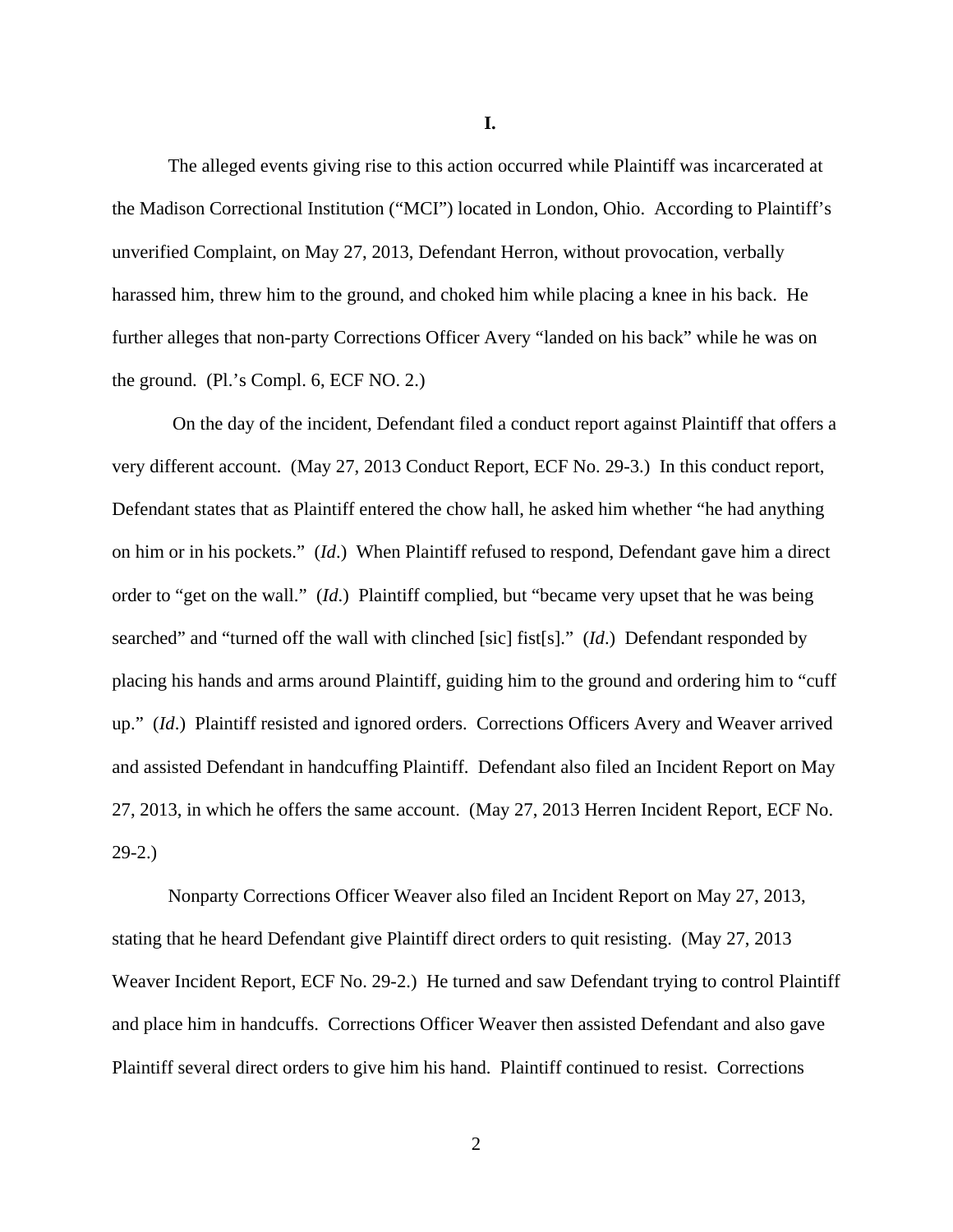**I.**

The alleged events giving rise to this action occurred while Plaintiff was incarcerated at the Madison Correctional Institution ("MCI") located in London, Ohio. According to Plaintiff's unverified Complaint, on May 27, 2013, Defendant Herron, without provocation, verbally harassed him, threw him to the ground, and choked him while placing a knee in his back. He further alleges that non-party Corrections Officer Avery "landed on his back" while he was on the ground. (Pl.'s Compl. 6, ECF NO. 2.)

On the day of the incident, Defendant filed a conduct report against Plaintiff that offers a very different account. (May 27, 2013 Conduct Report, ECF No. 29-3.) In this conduct report, Defendant states that as Plaintiff entered the chow hall, he asked him whether "he had anything on him or in his pockets." (*Id*.) When Plaintiff refused to respond, Defendant gave him a direct order to "get on the wall." (*Id*.) Plaintiff complied, but "became very upset that he was being searched" and "turned off the wall with clinched [sic] fist[s]." (*Id*.) Defendant responded by placing his hands and arms around Plaintiff, guiding him to the ground and ordering him to "cuff up." (*Id*.) Plaintiff resisted and ignored orders. Corrections Officers Avery and Weaver arrived and assisted Defendant in handcuffing Plaintiff. Defendant also filed an Incident Report on May 27, 2013, in which he offers the same account. (May 27, 2013 Herren Incident Report, ECF No. 29-2.)

Nonparty Corrections Officer Weaver also filed an Incident Report on May 27, 2013, stating that he heard Defendant give Plaintiff direct orders to quit resisting. (May 27, 2013 Weaver Incident Report, ECF No. 29-2.) He turned and saw Defendant trying to control Plaintiff and place him in handcuffs. Corrections Officer Weaver then assisted Defendant and also gave Plaintiff several direct orders to give him his hand. Plaintiff continued to resist. Corrections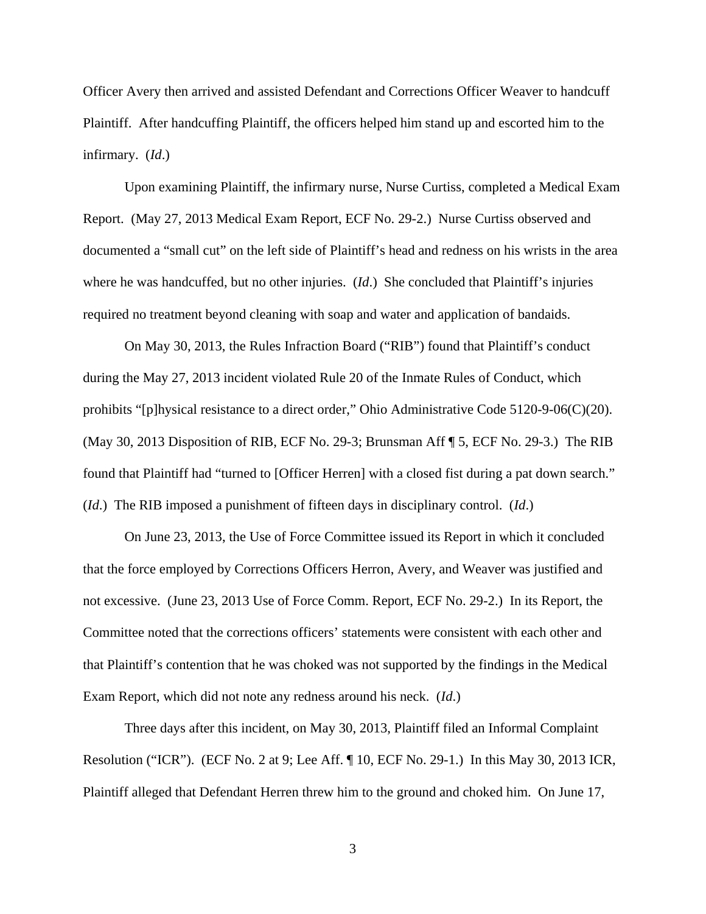Officer Avery then arrived and assisted Defendant and Corrections Officer Weaver to handcuff Plaintiff. After handcuffing Plaintiff, the officers helped him stand up and escorted him to the infirmary. (*Id*.)

Upon examining Plaintiff, the infirmary nurse, Nurse Curtiss, completed a Medical Exam Report. (May 27, 2013 Medical Exam Report, ECF No. 29-2.) Nurse Curtiss observed and documented a "small cut" on the left side of Plaintiff's head and redness on his wrists in the area where he was handcuffed, but no other injuries. (*Id*.) She concluded that Plaintiff's injuries required no treatment beyond cleaning with soap and water and application of bandaids.

On May 30, 2013, the Rules Infraction Board ("RIB") found that Plaintiff's conduct during the May 27, 2013 incident violated Rule 20 of the Inmate Rules of Conduct, which prohibits "[p]hysical resistance to a direct order," Ohio Administrative Code 5120-9-06(C)(20). (May 30, 2013 Disposition of RIB, ECF No. 29-3; Brunsman Aff ¶ 5, ECF No. 29-3.) The RIB found that Plaintiff had "turned to [Officer Herren] with a closed fist during a pat down search." (*Id*.) The RIB imposed a punishment of fifteen days in disciplinary control. (*Id*.)

On June 23, 2013, the Use of Force Committee issued its Report in which it concluded that the force employed by Corrections Officers Herron, Avery, and Weaver was justified and not excessive. (June 23, 2013 Use of Force Comm. Report, ECF No. 29-2.) In its Report, the Committee noted that the corrections officers' statements were consistent with each other and that Plaintiff's contention that he was choked was not supported by the findings in the Medical Exam Report, which did not note any redness around his neck. (*Id*.)

Three days after this incident, on May 30, 2013, Plaintiff filed an Informal Complaint Resolution ("ICR"). (ECF No. 2 at 9; Lee Aff. ¶ 10, ECF No. 29-1.) In this May 30, 2013 ICR, Plaintiff alleged that Defendant Herren threw him to the ground and choked him. On June 17,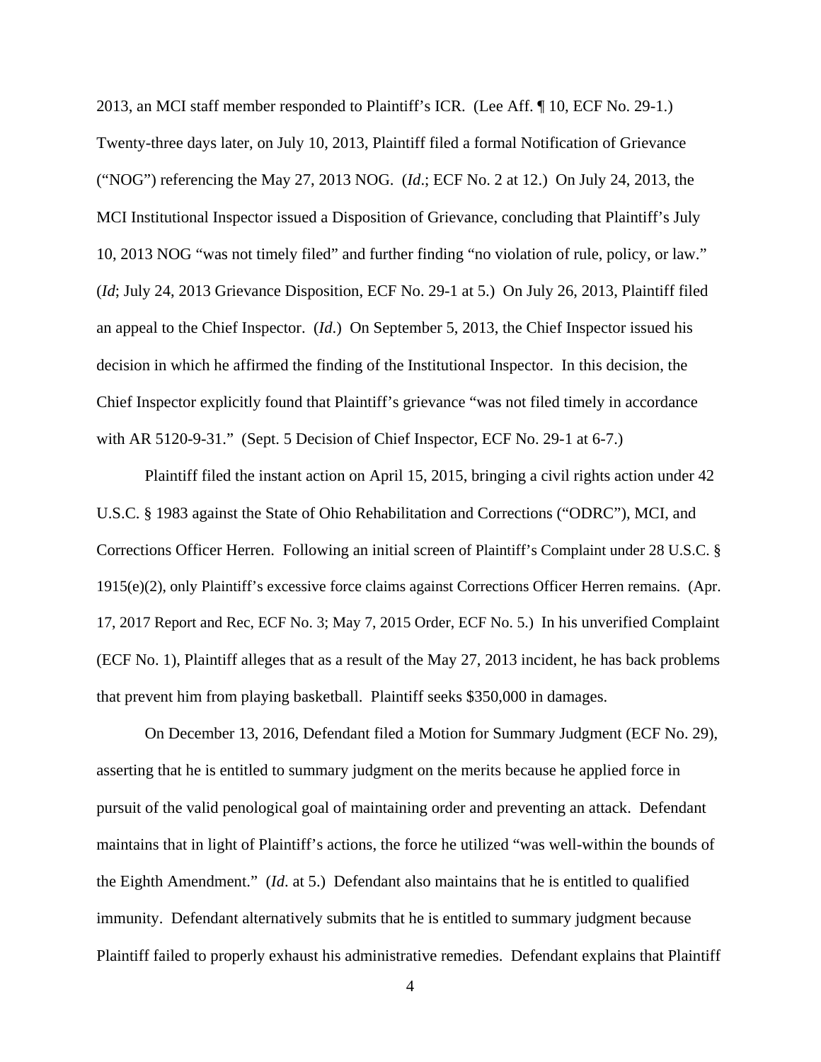2013, an MCI staff member responded to Plaintiff's ICR. (Lee Aff. ¶ 10, ECF No. 29-1.) Twenty-three days later, on July 10, 2013, Plaintiff filed a formal Notification of Grievance ("NOG") referencing the May 27, 2013 NOG. (*Id*.; ECF No. 2 at 12.) On July 24, 2013, the MCI Institutional Inspector issued a Disposition of Grievance, concluding that Plaintiff's July 10, 2013 NOG "was not timely filed" and further finding "no violation of rule, policy, or law." (*Id*; July 24, 2013 Grievance Disposition, ECF No. 29-1 at 5.) On July 26, 2013, Plaintiff filed an appeal to the Chief Inspector. (*Id*.) On September 5, 2013, the Chief Inspector issued his decision in which he affirmed the finding of the Institutional Inspector. In this decision, the Chief Inspector explicitly found that Plaintiff's grievance "was not filed timely in accordance with AR 5120-9-31." (Sept. 5 Decision of Chief Inspector, ECF No. 29-1 at 6-7.)

Plaintiff filed the instant action on April 15, 2015, bringing a civil rights action under 42 U.S.C. § 1983 against the State of Ohio Rehabilitation and Corrections ("ODRC"), MCI, and Corrections Officer Herren. Following an initial screen of Plaintiff's Complaint under 28 U.S.C. § 1915(e)(2), only Plaintiff's excessive force claims against Corrections Officer Herren remains. (Apr. 17, 2017 Report and Rec, ECF No. 3; May 7, 2015 Order, ECF No. 5.) In his unverified Complaint (ECF No. 1), Plaintiff alleges that as a result of the May 27, 2013 incident, he has back problems that prevent him from playing basketball. Plaintiff seeks $350,000 in damages.

On December 13, 2016, Defendant filed a Motion for Summary Judgment (ECF No. 29), asserting that he is entitled to summary judgment on the merits because he applied force in pursuit of the valid penological goal of maintaining order and preventing an attack. Defendant maintains that in light of Plaintiff's actions, the force he utilized "was well-within the bounds of the Eighth Amendment." (*Id*. at 5.) Defendant also maintains that he is entitled to qualified immunity. Defendant alternatively submits that he is entitled to summary judgment because Plaintiff failed to properly exhaust his administrative remedies. Defendant explains that Plaintiff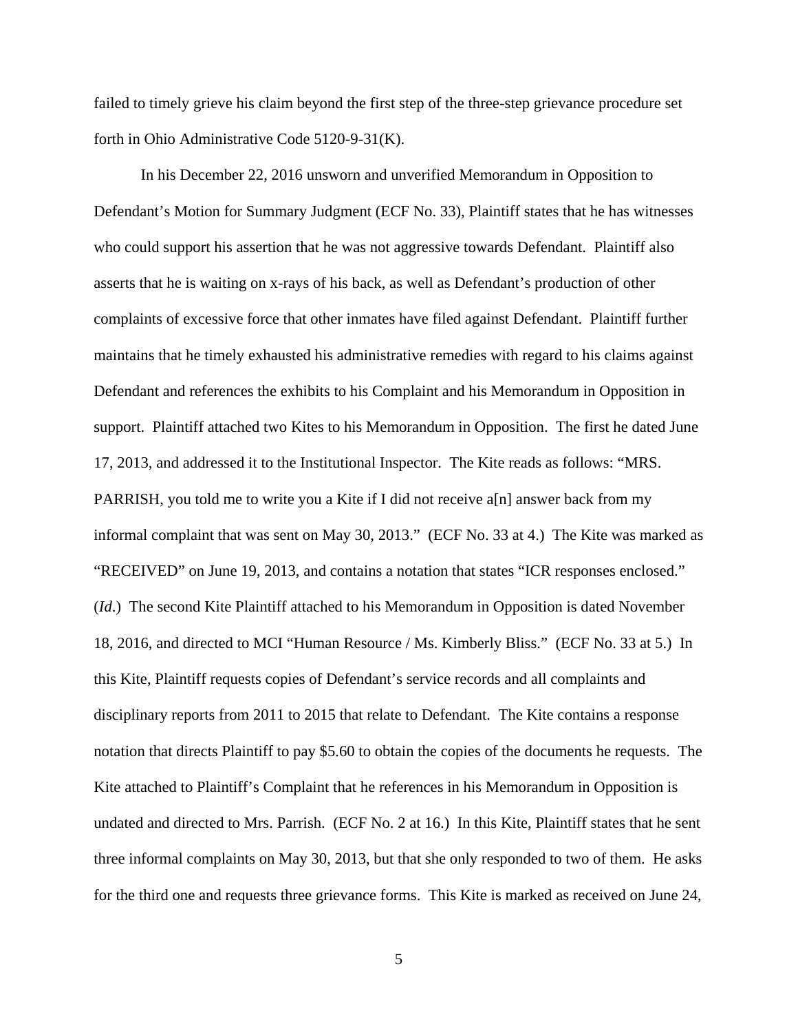failed to timely grieve his claim beyond the first step of the three-step grievance procedure set forth in Ohio Administrative Code 5120-9-31(K).

In his December 22, 2016 unsworn and unverified Memorandum in Opposition to Defendant's Motion for Summary Judgment (ECF No. 33), Plaintiff states that he has witnesses who could support his assertion that he was not aggressive towards Defendant. Plaintiff also asserts that he is waiting on x-rays of his back, as well as Defendant's production of other complaints of excessive force that other inmates have filed against Defendant. Plaintiff further maintains that he timely exhausted his administrative remedies with regard to his claims against Defendant and references the exhibits to his Complaint and his Memorandum in Opposition in support. Plaintiff attached two Kites to his Memorandum in Opposition. The first he dated June 17, 2013, and addressed it to the Institutional Inspector. The Kite reads as follows: "MRS. PARRISH, you told me to write you a Kite if I did not receive a[n] answer back from my informal complaint that was sent on May 30, 2013." (ECF No. 33 at 4.) The Kite was marked as "RECEIVED" on June 19, 2013, and contains a notation that states "ICR responses enclosed." (*Id.*) The second Kite Plaintiff attached to his Memorandum in Opposition is dated November 18, 2016, and directed to MCI "Human Resource / Ms. Kimberly Bliss." (ECF No. 33 at 5.) In this Kite, Plaintiff requests copies of Defendant's service records and all complaints and disciplinary reports from 2011 to 2015 that relate to Defendant. The Kite contains a response notation that directs Plaintiff to pay $5.60 to obtain the copies of the documents he requests. The Kite attached to Plaintiff's Complaint that he references in his Memorandum in Opposition is undated and directed to Mrs. Parrish. (ECF No. 2 at 16.) In this Kite, Plaintiff states that he sent three informal complaints on May 30, 2013, but that she only responded to two of them. He asks for the third one and requests three grievance forms. This Kite is marked as received on June 24,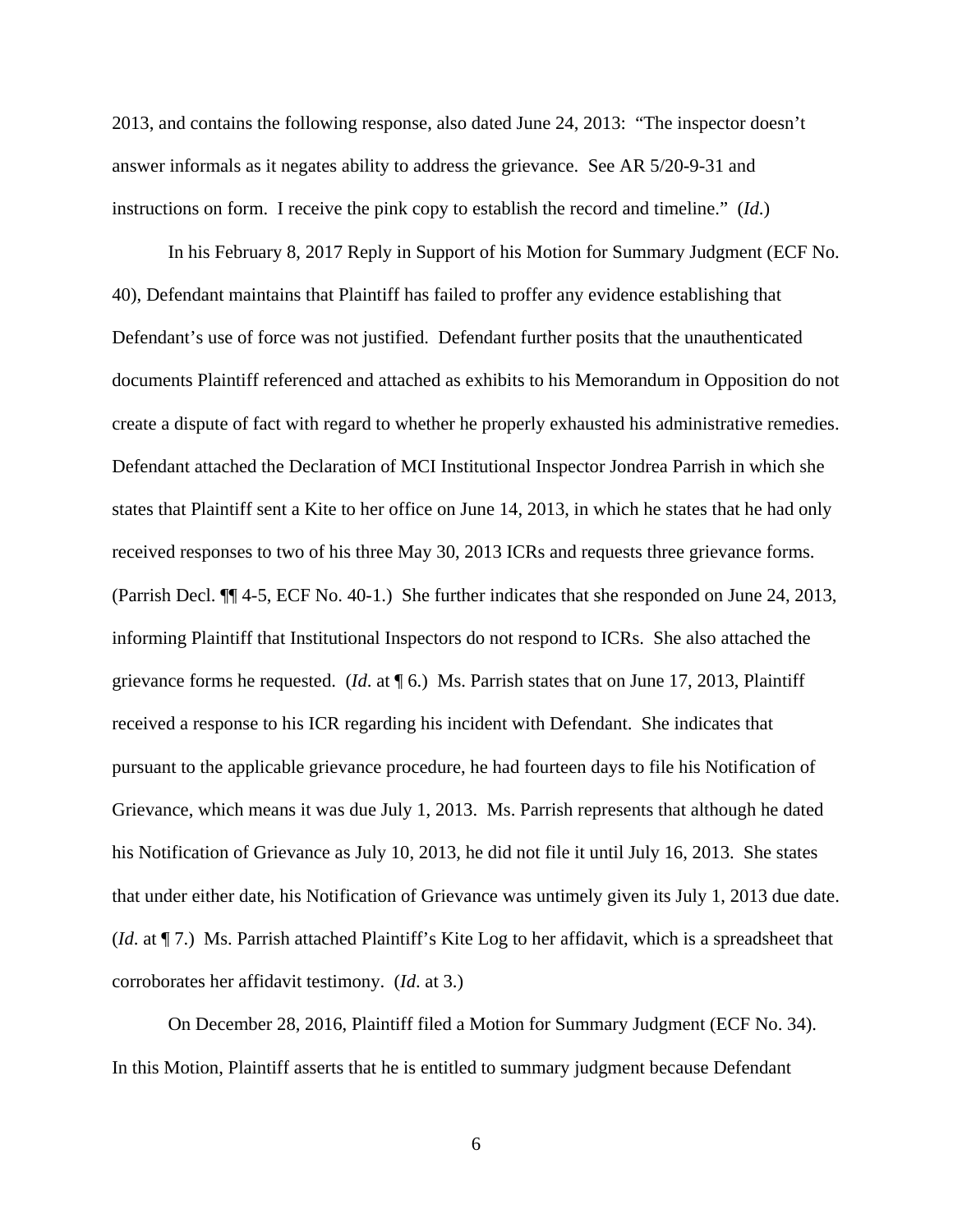2013, and contains the following response, also dated June 24, 2013: "The inspector doesn't answer informals as it negates ability to address the grievance. See AR 5/20-9-31 and instructions on form. I receive the pink copy to establish the record and timeline." (*Id*.)

In his February 8, 2017 Reply in Support of his Motion for Summary Judgment (ECF No. 40), Defendant maintains that Plaintiff has failed to proffer any evidence establishing that Defendant's use of force was not justified. Defendant further posits that the unauthenticated documents Plaintiff referenced and attached as exhibits to his Memorandum in Opposition do not create a dispute of fact with regard to whether he properly exhausted his administrative remedies. Defendant attached the Declaration of MCI Institutional Inspector Jondrea Parrish in which she states that Plaintiff sent a Kite to her office on June 14, 2013, in which he states that he had only received responses to two of his three May 30, 2013 ICRs and requests three grievance forms. (Parrish Decl. ¶¶ 4-5, ECF No. 40-1.) She further indicates that she responded on June 24, 2013, informing Plaintiff that Institutional Inspectors do not respond to ICRs. She also attached the grievance forms he requested. (*Id*. at ¶ 6.) Ms. Parrish states that on June 17, 2013, Plaintiff received a response to his ICR regarding his incident with Defendant. She indicates that pursuant to the applicable grievance procedure, he had fourteen days to file his Notification of Grievance, which means it was due July 1, 2013. Ms. Parrish represents that although he dated his Notification of Grievance as July 10, 2013, he did not file it until July 16, 2013. She states that under either date, his Notification of Grievance was untimely given its July 1, 2013 due date. (*Id*. at ¶ 7.) Ms. Parrish attached Plaintiff's Kite Log to her affidavit, which is a spreadsheet that corroborates her affidavit testimony. (*Id*. at 3.)

On December 28, 2016, Plaintiff filed a Motion for Summary Judgment (ECF No. 34). In this Motion, Plaintiff asserts that he is entitled to summary judgment because Defendant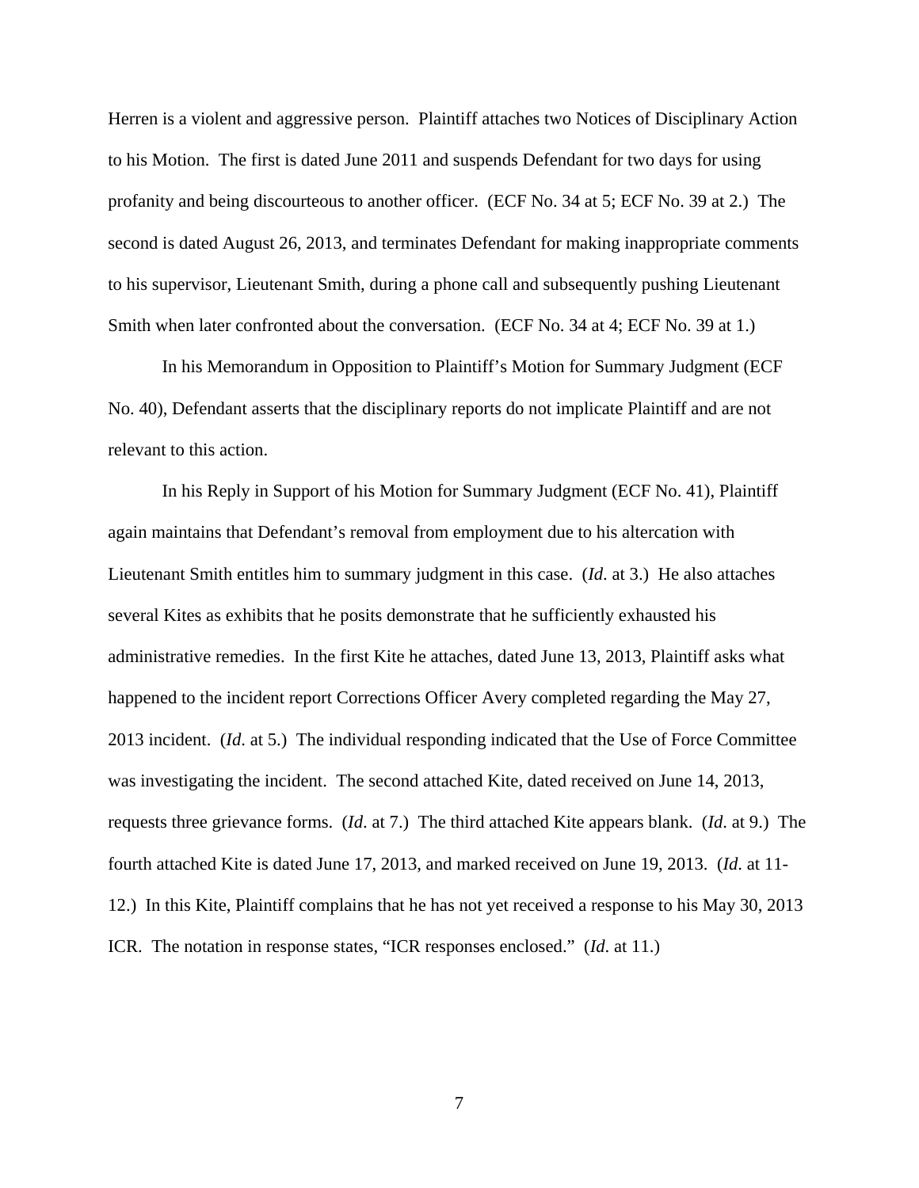Herren is a violent and aggressive person. Plaintiff attaches two Notices of Disciplinary Action to his Motion. The first is dated June 2011 and suspends Defendant for two days for using profanity and being discourteous to another officer. (ECF No. 34 at 5; ECF No. 39 at 2.) The second is dated August 26, 2013, and terminates Defendant for making inappropriate comments to his supervisor, Lieutenant Smith, during a phone call and subsequently pushing Lieutenant Smith when later confronted about the conversation. (ECF No. 34 at 4; ECF No. 39 at 1.)

In his Memorandum in Opposition to Plaintiff's Motion for Summary Judgment (ECF No. 40), Defendant asserts that the disciplinary reports do not implicate Plaintiff and are not relevant to this action.

In his Reply in Support of his Motion for Summary Judgment (ECF No. 41), Plaintiff again maintains that Defendant's removal from employment due to his altercation with Lieutenant Smith entitles him to summary judgment in this case. (*Id*. at 3.) He also attaches several Kites as exhibits that he posits demonstrate that he sufficiently exhausted his administrative remedies. In the first Kite he attaches, dated June 13, 2013, Plaintiff asks what happened to the incident report Corrections Officer Avery completed regarding the May 27, 2013 incident. (*Id*. at 5.) The individual responding indicated that the Use of Force Committee was investigating the incident. The second attached Kite, dated received on June 14, 2013, requests three grievance forms. (*Id*. at 7.) The third attached Kite appears blank. (*Id*. at 9.) The fourth attached Kite is dated June 17, 2013, and marked received on June 19, 2013. (*Id*. at 11-12.) In this Kite, Plaintiff complains that he has not yet received a response to his May 30, 2013 ICR. The notation in response states, "ICR responses enclosed." (*Id*. at 11.)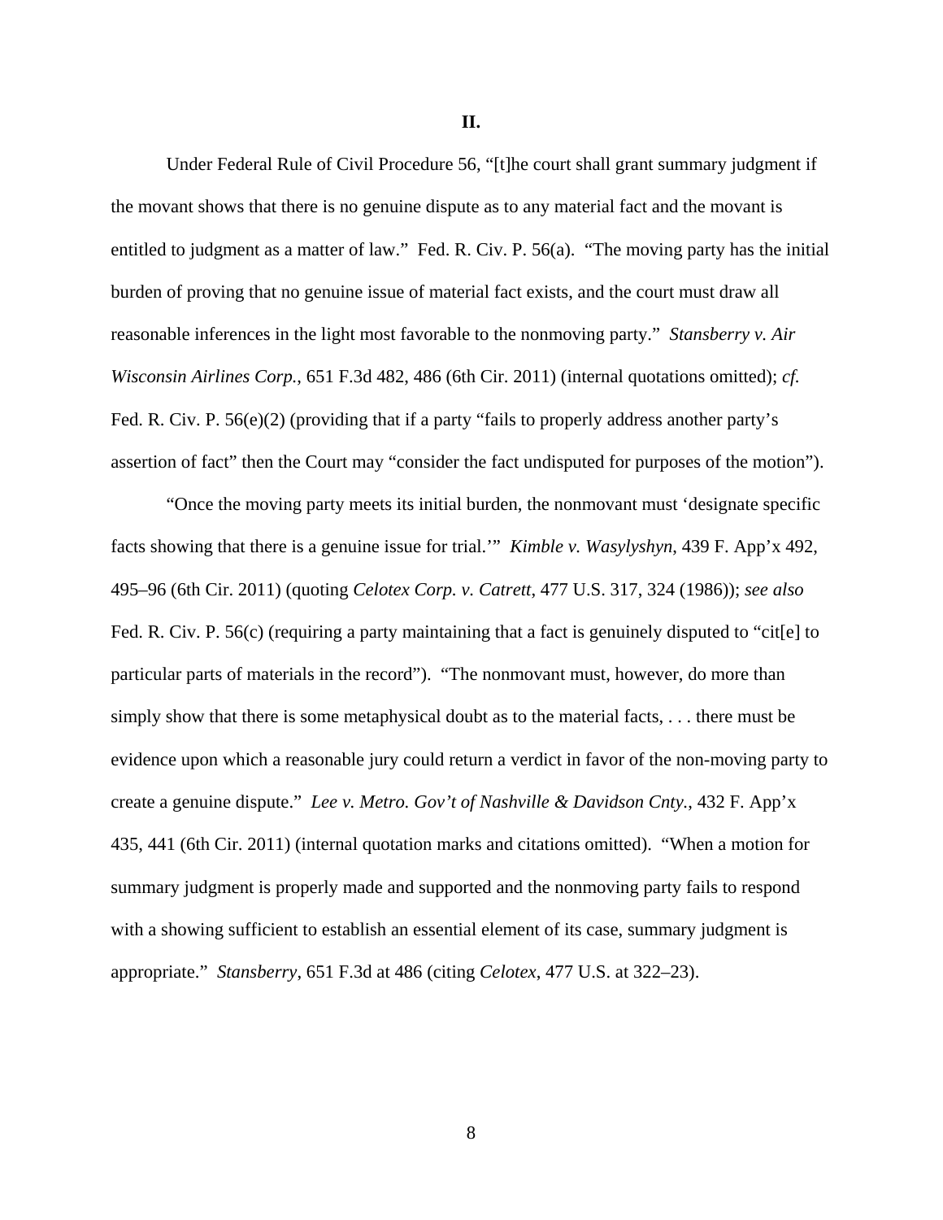## II.

Under Federal Rule of Civil Procedure 56, "[t]he court shall grant summary judgment if the movant shows that there is no genuine dispute as to any material fact and the movant is entitled to judgment as a matter of law." Fed. R. Civ. P. 56(a). "The moving party has the initial burden of proving that no genuine issue of material fact exists, and the court must draw all reasonable inferences in the light most favorable to the nonmoving party." *Stansberry v. Air Wisconsin Airlines Corp.*, 651 F.3d 482, 486 (6th Cir. 2011) (internal quotations omitted); *cf.* Fed. R. Civ. P. 56(e)(2) (providing that if a party "fails to properly address another party's assertion of fact" then the Court may "consider the fact undisputed for purposes of the motion").

"Once the moving party meets its initial burden, the nonmovant must 'designate specific facts showing that there is a genuine issue for trial.'" *Kimble v. Wasylyshyn*, 439 F. App'x 492, 495–96 (6th Cir. 2011) (quoting *Celotex Corp. v. Catrett*, 477 U.S. 317, 324 (1986)); *see also* Fed. R. Civ. P. 56(c) (requiring a party maintaining that a fact is genuinely disputed to "cit[e] to particular parts of materials in the record"). "The nonmovant must, however, do more than simply show that there is some metaphysical doubt as to the material facts, . . . there must be evidence upon which a reasonable jury could return a verdict in favor of the non-moving party to create a genuine dispute." *Lee v. Metro. Gov't of Nashville & Davidson Cnty.*, 432 F. App'x 435, 441 (6th Cir. 2011) (internal quotation marks and citations omitted). "When a motion for summary judgment is properly made and supported and the nonmoving party fails to respond with a showing sufficient to establish an essential element of its case, summary judgment is appropriate." *Stansberry*, 651 F.3d at 486 (citing *Celotex*, 477 U.S. at 322–23).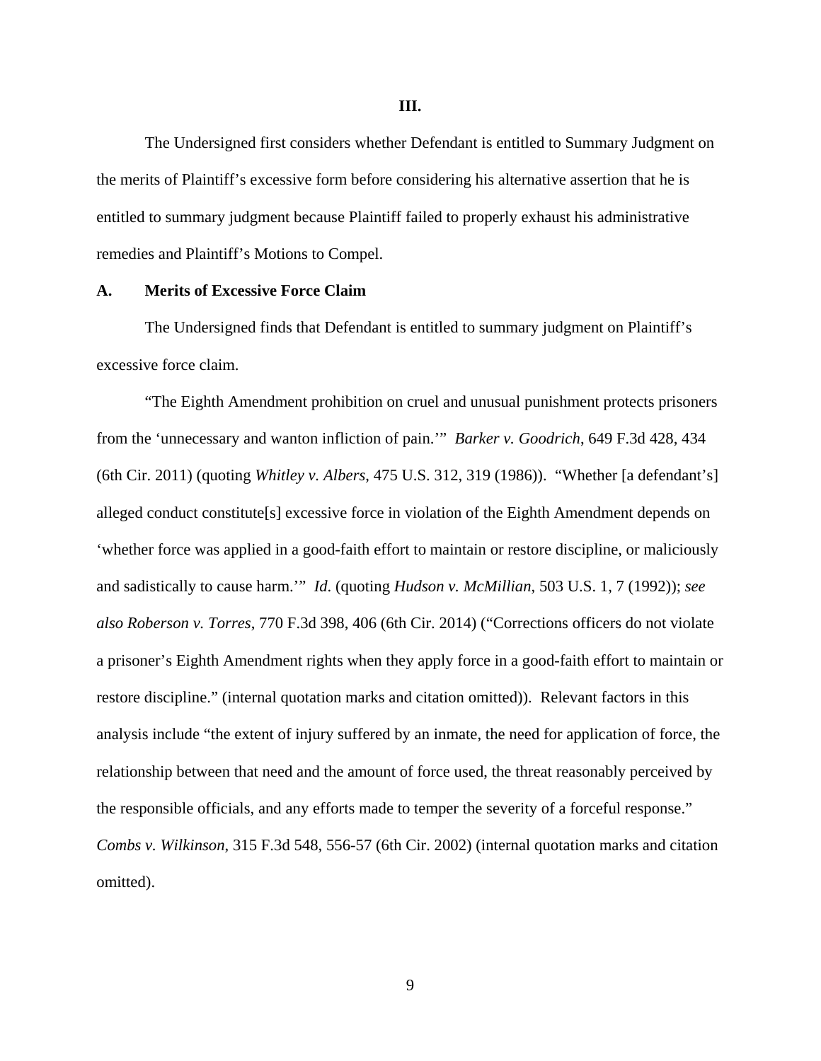**III.**

The Undersigned first considers whether Defendant is entitled to Summary Judgment on the merits of Plaintiff's excessive form before considering his alternative assertion that he is entitled to summary judgment because Plaintiff failed to properly exhaust his administrative remedies and Plaintiff's Motions to Compel.

**A. Merits of Excessive Force Claim**

The Undersigned finds that Defendant is entitled to summary judgment on Plaintiff's excessive force claim.

"The Eighth Amendment prohibition on cruel and unusual punishment protects prisoners from the 'unnecessary and wanton infliction of pain.'" *Barker v. Goodrich*, 649 F.3d 428, 434 (6th Cir. 2011) (quoting *Whitley v. Albers*, 475 U.S. 312, 319 (1986)). "Whether [a defendant's] alleged conduct constitute[s] excessive force in violation of the Eighth Amendment depends on 'whether force was applied in a good-faith effort to maintain or restore discipline, or maliciously and sadistically to cause harm.'" *Id.* (quoting *Hudson v. McMillian*, 503 U.S. 1, 7 (1992)); *see also Roberson v. Torres*, 770 F.3d 398, 406 (6th Cir. 2014) ("Corrections officers do not violate a prisoner's Eighth Amendment rights when they apply force in a good-faith effort to maintain or restore discipline." (internal quotation marks and citation omitted)). Relevant factors in this analysis include "the extent of injury suffered by an inmate, the need for application of force, the relationship between that need and the amount of force used, the threat reasonably perceived by the responsible officials, and any efforts made to temper the severity of a forceful response." *Combs v. Wilkinson*, 315 F.3d 548, 556-57 (6th Cir. 2002) (internal quotation marks and citation omitted).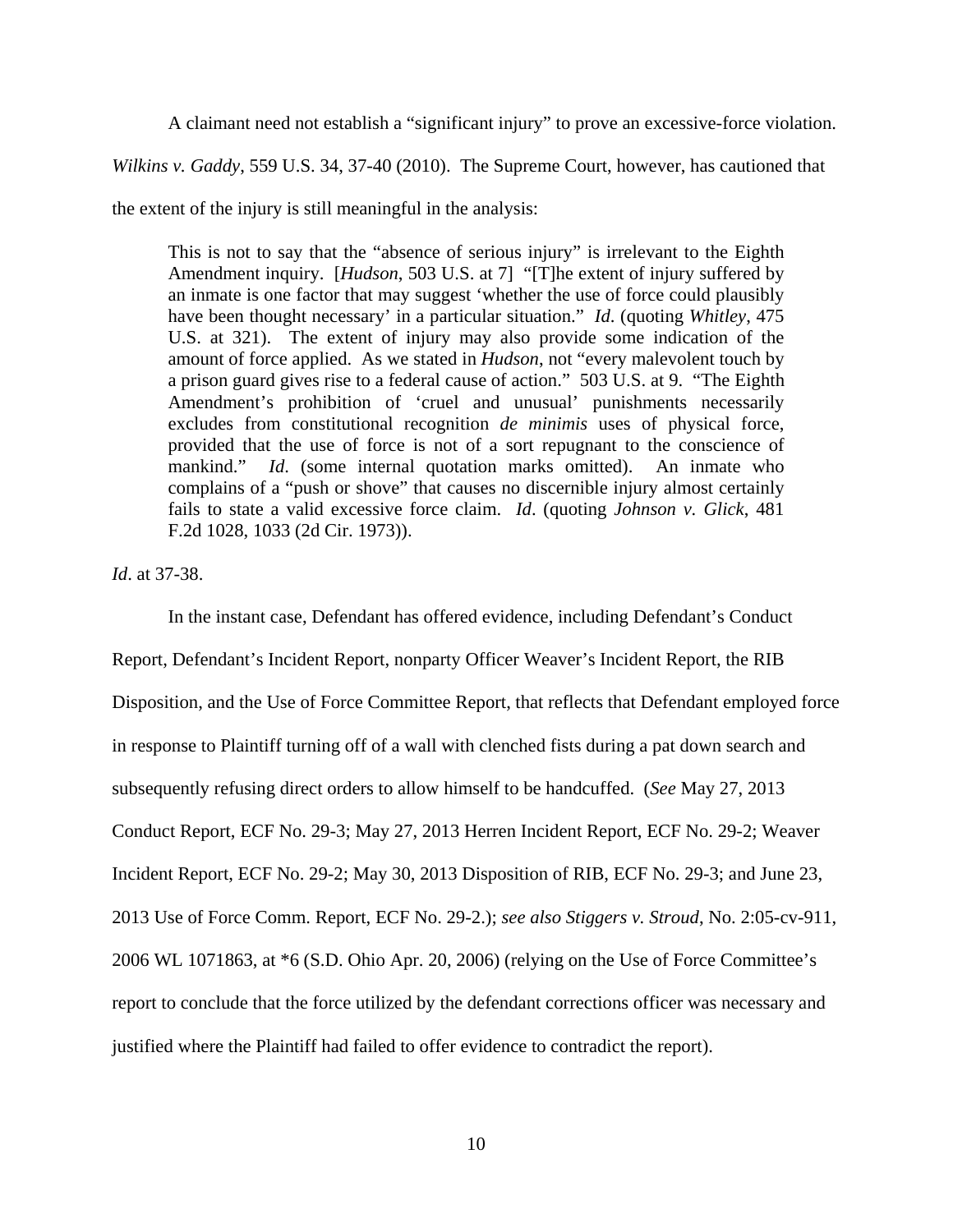A claimant need not establish a "significant injury" to prove an excessive-force violation. *Wilkins v. Gaddy*, 559 U.S. 34, 37-40 (2010). The Supreme Court, however, has cautioned that the extent of the injury is still meaningful in the analysis:

> This is not to say that the "absence of serious injury" is irrelevant to the Eighth Amendment inquiry. [*Hudson*, 503 U.S. at 7] "[T]he extent of injury suffered by an inmate is one factor that may suggest 'whether the use of force could plausibly have been thought necessary' in a particular situation." *Id*. (quoting *Whitley*, 475 U.S. at 321). The extent of injury may also provide some indication of the amount of force applied. As we stated in *Hudson*, not "every malevolent touch by a prison guard gives rise to a federal cause of action." 503 U.S. at 9. "The Eighth Amendment's prohibition of 'cruel and unusual' punishments necessarily excludes from constitutional recognition *de minimis* uses of physical force, provided that the use of force is not of a sort repugnant to the conscience of mankind." *Id*. (some internal quotation marks omitted). An inmate who complains of a "push or shove" that causes no discernible injury almost certainly fails to state a valid excessive force claim. *Id*. (quoting *Johnson v. Glick*, 481 F.2d 1028, 1033 (2d Cir. 1973)).

*Id*. at 37-38.

In the instant case, Defendant has offered evidence, including Defendant's Conduct Report, Defendant's Incident Report, nonparty Officer Weaver's Incident Report, the RIB Disposition, and the Use of Force Committee Report, that reflects that Defendant employed force in response to Plaintiff turning off of a wall with clenched fists during a pat down search and subsequently refusing direct orders to allow himself to be handcuffed. (*See* May 27, 2013 Conduct Report, ECF No. 29-3; May 27, 2013 Herren Incident Report, ECF No. 29-2; Weaver Incident Report, ECF No. 29-2; May 30, 2013 Disposition of RIB, ECF No. 29-3; and June 23, 2013 Use of Force Comm. Report, ECF No. 29-2.); *see also Stiggers v. Stroud*, No. 2:05-cv-911, 2006 WL 1071863, at *6 (S.D. Ohio Apr. 20, 2006) (relying on the Use of Force Committee's report to conclude that the force utilized by the defendant corrections officer was necessary and justified where the Plaintiff had failed to offer evidence to contradict the report).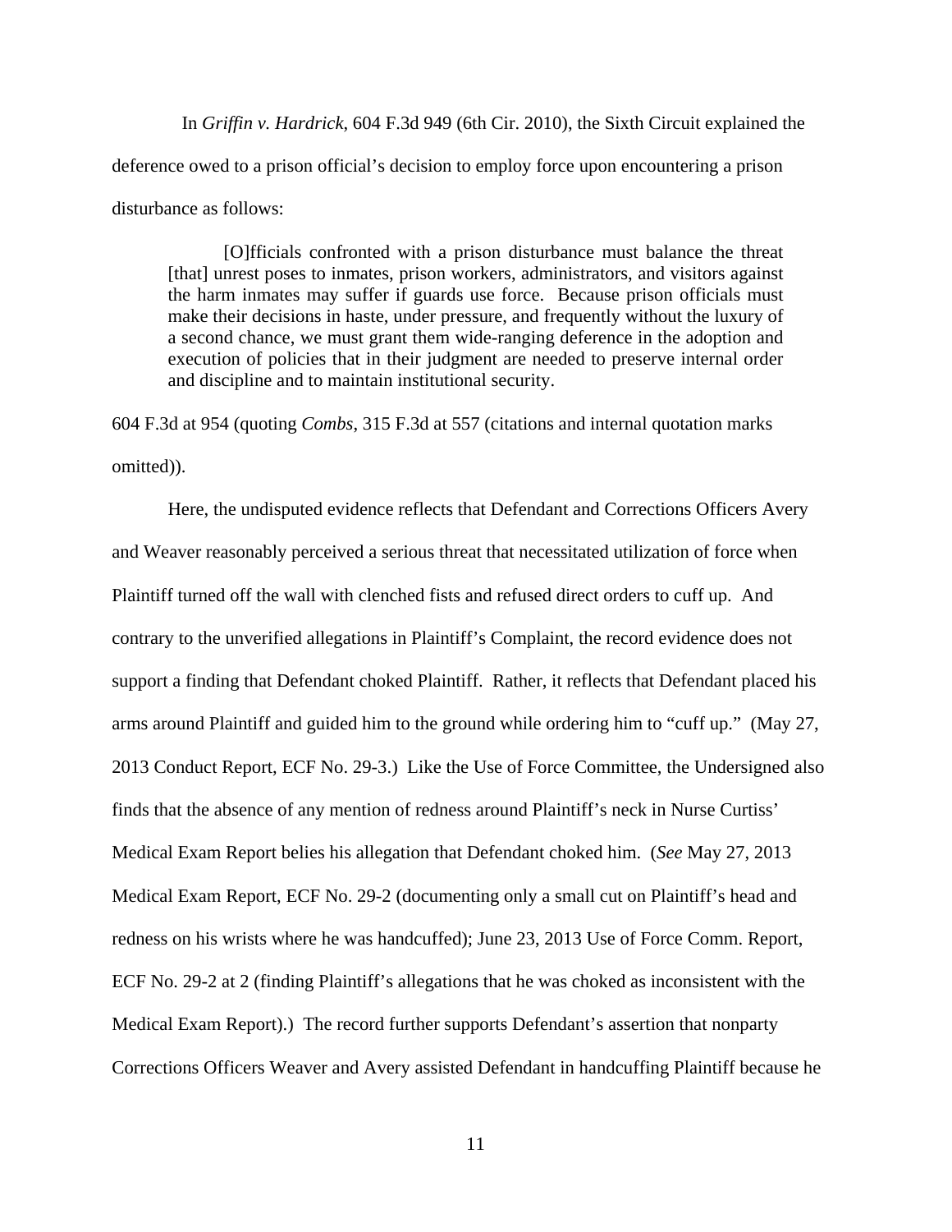In *Griffin v. Hardrick*, 604 F.3d 949 (6th Cir. 2010), the Sixth Circuit explained the deference owed to a prison official's decision to employ force upon encountering a prison disturbance as follows:

> [O]fficials confronted with a prison disturbance must balance the threat [that] unrest poses to inmates, prison workers, administrators, and visitors against the harm inmates may suffer if guards use force. Because prison officials must make their decisions in haste, under pressure, and frequently without the luxury of a second chance, we must grant them wide-ranging deference in the adoption and execution of policies that in their judgment are needed to preserve internal order and discipline and to maintain institutional security.

604 F.3d at 954 (quoting *Combs*, 315 F.3d at 557 (citations and internal quotation marks omitted)).

Here, the undisputed evidence reflects that Defendant and Corrections Officers Avery and Weaver reasonably perceived a serious threat that necessitated utilization of force when Plaintiff turned off the wall with clenched fists and refused direct orders to cuff up. And contrary to the unverified allegations in Plaintiff's Complaint, the record evidence does not support a finding that Defendant choked Plaintiff. Rather, it reflects that Defendant placed his arms around Plaintiff and guided him to the ground while ordering him to "cuff up." (May 27, 2013 Conduct Report, ECF No. 29-3.) Like the Use of Force Committee, the Undersigned also finds that the absence of any mention of redness around Plaintiff's neck in Nurse Curtiss' Medical Exam Report belies his allegation that Defendant choked him. (*See* May 27, 2013 Medical Exam Report, ECF No. 29-2 (documenting only a small cut on Plaintiff's head and redness on his wrists where he was handcuffed); June 23, 2013 Use of Force Comm. Report, ECF No. 29-2 at 2 (finding Plaintiff's allegations that he was choked as inconsistent with the Medical Exam Report).) The record further supports Defendant's assertion that nonparty Corrections Officers Weaver and Avery assisted Defendant in handcuffing Plaintiff because he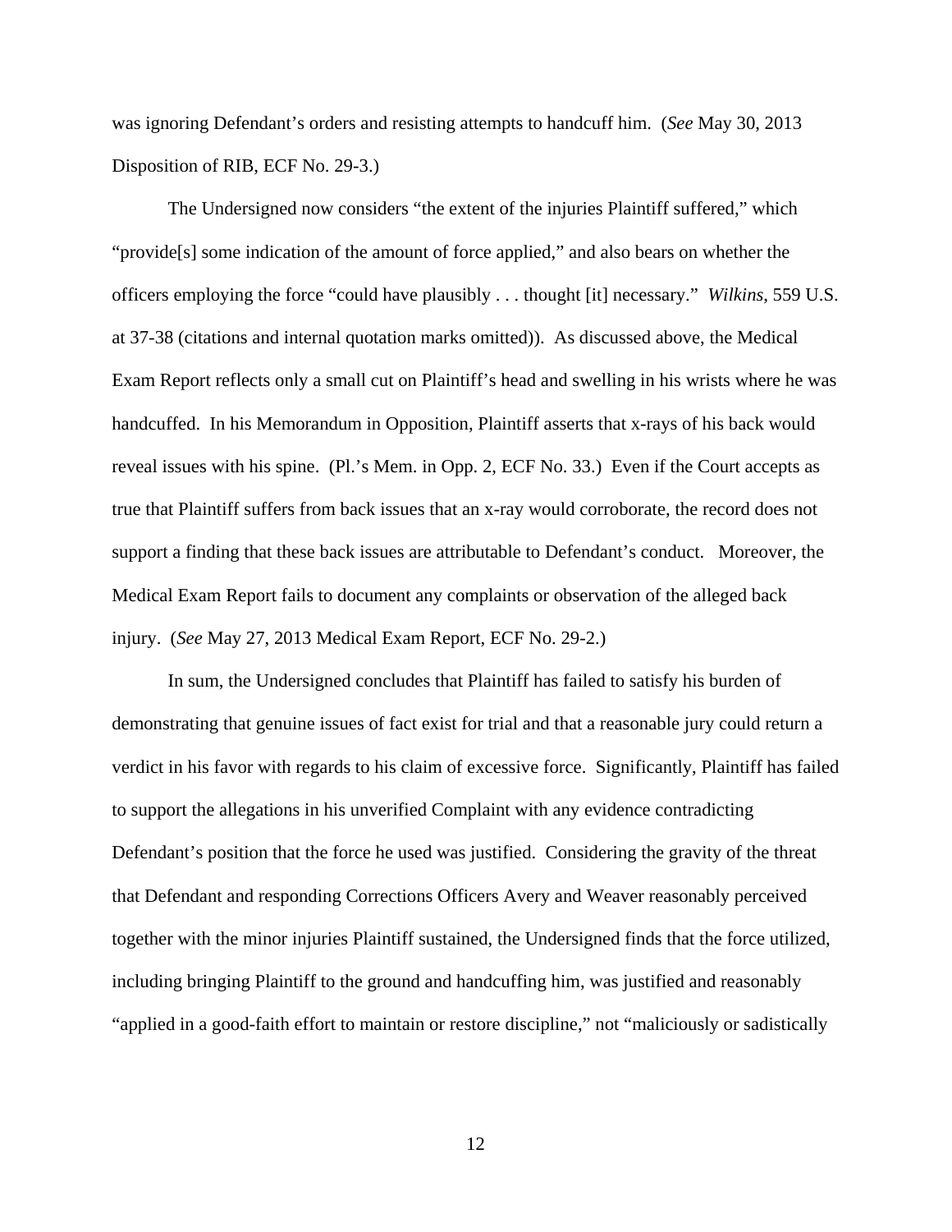was ignoring Defendant's orders and resisting attempts to handcuff him. (*See* May 30, 2013 Disposition of RIB, ECF No. 29-3.)

The Undersigned now considers "the extent of the injuries Plaintiff suffered," which "provide[s] some indication of the amount of force applied," and also bears on whether the officers employing the force "could have plausibly . . . thought [it] necessary." *Wilkins*, 559 U.S. at 37-38 (citations and internal quotation marks omitted)). As discussed above, the Medical Exam Report reflects only a small cut on Plaintiff's head and swelling in his wrists where he was handcuffed. In his Memorandum in Opposition, Plaintiff asserts that x-rays of his back would reveal issues with his spine. (Pl.'s Mem. in Opp. 2, ECF No. 33.) Even if the Court accepts as true that Plaintiff suffers from back issues that an x-ray would corroborate, the record does not support a finding that these back issues are attributable to Defendant's conduct. Moreover, the Medical Exam Report fails to document any complaints or observation of the alleged back injury. (*See* May 27, 2013 Medical Exam Report, ECF No. 29-2.)

In sum, the Undersigned concludes that Plaintiff has failed to satisfy his burden of demonstrating that genuine issues of fact exist for trial and that a reasonable jury could return a verdict in his favor with regards to his claim of excessive force. Significantly, Plaintiff has failed to support the allegations in his unverified Complaint with any evidence contradicting Defendant's position that the force he used was justified. Considering the gravity of the threat that Defendant and responding Corrections Officers Avery and Weaver reasonably perceived together with the minor injuries Plaintiff sustained, the Undersigned finds that the force utilized, including bringing Plaintiff to the ground and handcuffing him, was justified and reasonably "applied in a good-faith effort to maintain or restore discipline," not "maliciously or sadistically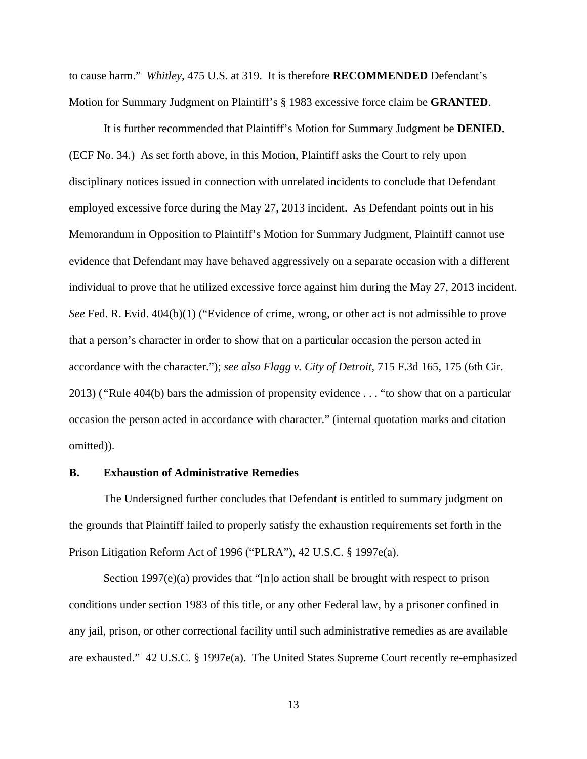to cause harm." *Whitley*, 475 U.S. at 319. It is therefore **RECOMMENDED** Defendant's Motion for Summary Judgment on Plaintiff's § 1983 excessive force claim be **GRANTED**.

It is further recommended that Plaintiff's Motion for Summary Judgment be **DENIED**. (ECF No. 34.) As set forth above, in this Motion, Plaintiff asks the Court to rely upon disciplinary notices issued in connection with unrelated incidents to conclude that Defendant employed excessive force during the May 27, 2013 incident. As Defendant points out in his Memorandum in Opposition to Plaintiff's Motion for Summary Judgment, Plaintiff cannot use evidence that Defendant may have behaved aggressively on a separate occasion with a different individual to prove that he utilized excessive force against him during the May 27, 2013 incident. *See* Fed. R. Evid. 404(b)(1) ("Evidence of crime, wrong, or other act is not admissible to prove that a person's character in order to show that on a particular occasion the person acted in accordance with the character."); *see also Flagg v. City of Detroit*, 715 F.3d 165, 175 (6th Cir. 2013) ("Rule 404(b) bars the admission of propensity evidence . . . "to show that on a particular occasion the person acted in accordance with character." (internal quotation marks and citation omitted)).

### B. Exhaustion of Administrative Remedies

The Undersigned further concludes that Defendant is entitled to summary judgment on the grounds that Plaintiff failed to properly satisfy the exhaustion requirements set forth in the Prison Litigation Reform Act of 1996 ("PLRA"), 42 U.S.C. § 1997e(a).

Section 1997(e)(a) provides that "[n]o action shall be brought with respect to prison conditions under section 1983 of this title, or any other Federal law, by a prisoner confined in any jail, prison, or other correctional facility until such administrative remedies as are available are exhausted." 42 U.S.C. § 1997e(a). The United States Supreme Court recently re-emphasized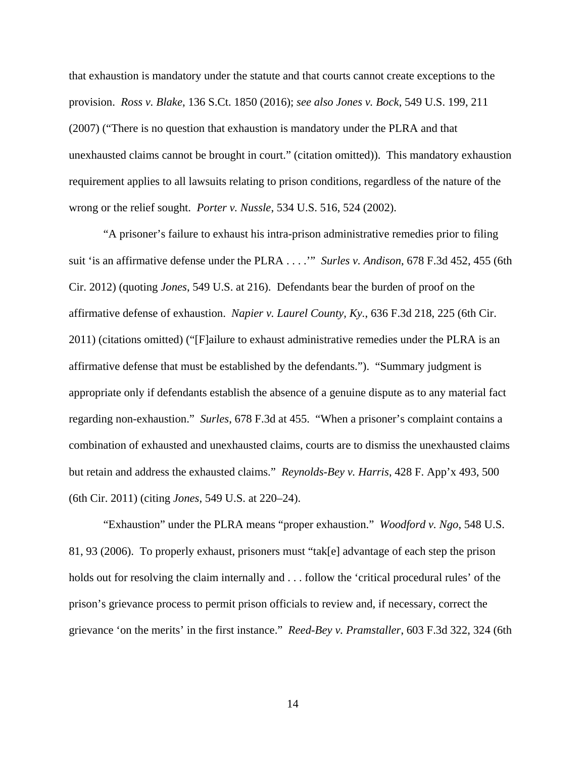that exhaustion is mandatory under the statute and that courts cannot create exceptions to the provision. *Ross v. Blake*, 136 S.Ct. 1850 (2016); *see also Jones v. Bock*, 549 U.S. 199, 211 (2007) ("There is no question that exhaustion is mandatory under the PLRA and that unexhausted claims cannot be brought in court." (citation omitted)). This mandatory exhaustion requirement applies to all lawsuits relating to prison conditions, regardless of the nature of the wrong or the relief sought. *Porter v. Nussle*, 534 U.S. 516, 524 (2002).

"A prisoner's failure to exhaust his intra-prison administrative remedies prior to filing suit 'is an affirmative defense under the PLRA . . . .'" *Surles v. Andison*, 678 F.3d 452, 455 (6th Cir. 2012) (quoting *Jones*, 549 U.S. at 216). Defendants bear the burden of proof on the affirmative defense of exhaustion. *Napier v. Laurel County, Ky.*, 636 F.3d 218, 225 (6th Cir. 2011) (citations omitted) ("[F]ailure to exhaust administrative remedies under the PLRA is an affirmative defense that must be established by the defendants."). "Summary judgment is appropriate only if defendants establish the absence of a genuine dispute as to any material fact regarding non-exhaustion." *Surles*, 678 F.3d at 455. "When a prisoner's complaint contains a combination of exhausted and unexhausted claims, courts are to dismiss the unexhausted claims but retain and address the exhausted claims." *Reynolds-Bey v. Harris*, 428 F. App'x 493, 500 (6th Cir. 2011) (citing *Jones*, 549 U.S. at 220–24).

"Exhaustion" under the PLRA means "proper exhaustion." *Woodford v. Ngo*, 548 U.S. 81, 93 (2006). To properly exhaust, prisoners must "tak[e] advantage of each step the prison holds out for resolving the claim internally and . . . follow the 'critical procedural rules' of the prison's grievance process to permit prison officials to review and, if necessary, correct the grievance 'on the merits' in the first instance." *Reed-Bey v. Pramstaller*, 603 F.3d 322, 324 (6th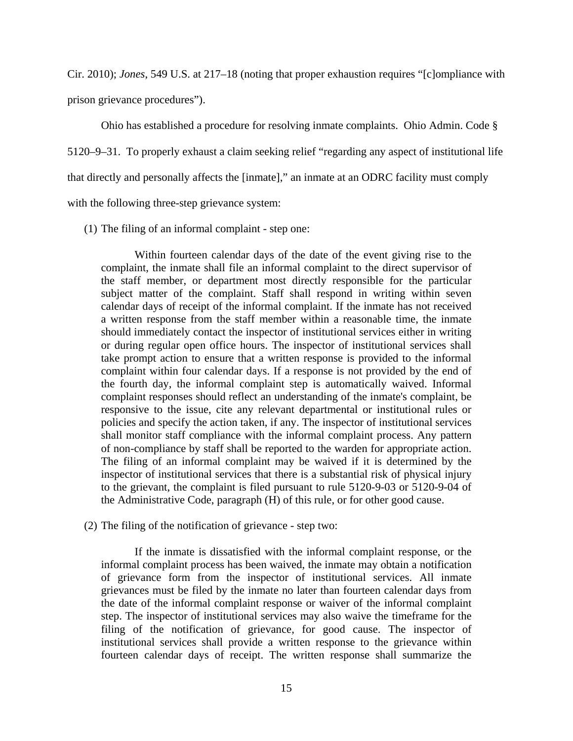Cir. 2010); *Jones*, 549 U.S. at 217–18 (noting that proper exhaustion requires "[c]ompliance with prison grievance procedures").

Ohio has established a procedure for resolving inmate complaints. Ohio Admin. Code § 5120–9–31. To properly exhaust a claim seeking relief "regarding any aspect of institutional life that directly and personally affects the [inmate]," an inmate at an ODRC facility must comply with the following three-step grievance system:

(1) The filing of an informal complaint - step one:

> Within fourteen calendar days of the date of the event giving rise to the complaint, the inmate shall file an informal complaint to the direct supervisor of the staff member, or department most directly responsible for the particular subject matter of the complaint. Staff shall respond in writing within seven calendar days of receipt of the informal complaint. If the inmate has not received a written response from the staff member within a reasonable time, the inmate should immediately contact the inspector of institutional services either in writing or during regular open office hours. The inspector of institutional services shall take prompt action to ensure that a written response is provided to the informal complaint within four calendar days. If a response is not provided by the end of the fourth day, the informal complaint step is automatically waived. Informal complaint responses should reflect an understanding of the inmate's complaint, be responsive to the issue, cite any relevant departmental or institutional rules or policies and specify the action taken, if any. The inspector of institutional services shall monitor staff compliance with the informal complaint process. Any pattern of non-compliance by staff shall be reported to the warden for appropriate action. The filing of an informal complaint may be waived if it is determined by the inspector of institutional services that there is a substantial risk of physical injury to the grievant, the complaint is filed pursuant to rule 5120-9-03 or 5120-9-04 of the Administrative Code, paragraph (H) of this rule, or for other good cause.

(2) The filing of the notification of grievance - step two:

> If the inmate is dissatisfied with the informal complaint response, or the informal complaint process has been waived, the inmate may obtain a notification of grievance form from the inspector of institutional services. All inmate grievances must be filed by the inmate no later than fourteen calendar days from the date of the informal complaint response or waiver of the informal complaint step. The inspector of institutional services may also waive the timeframe for the filing of the notification of grievance, for good cause. The inspector of institutional services shall provide a written response to the grievance within fourteen calendar days of receipt. The written response shall summarize the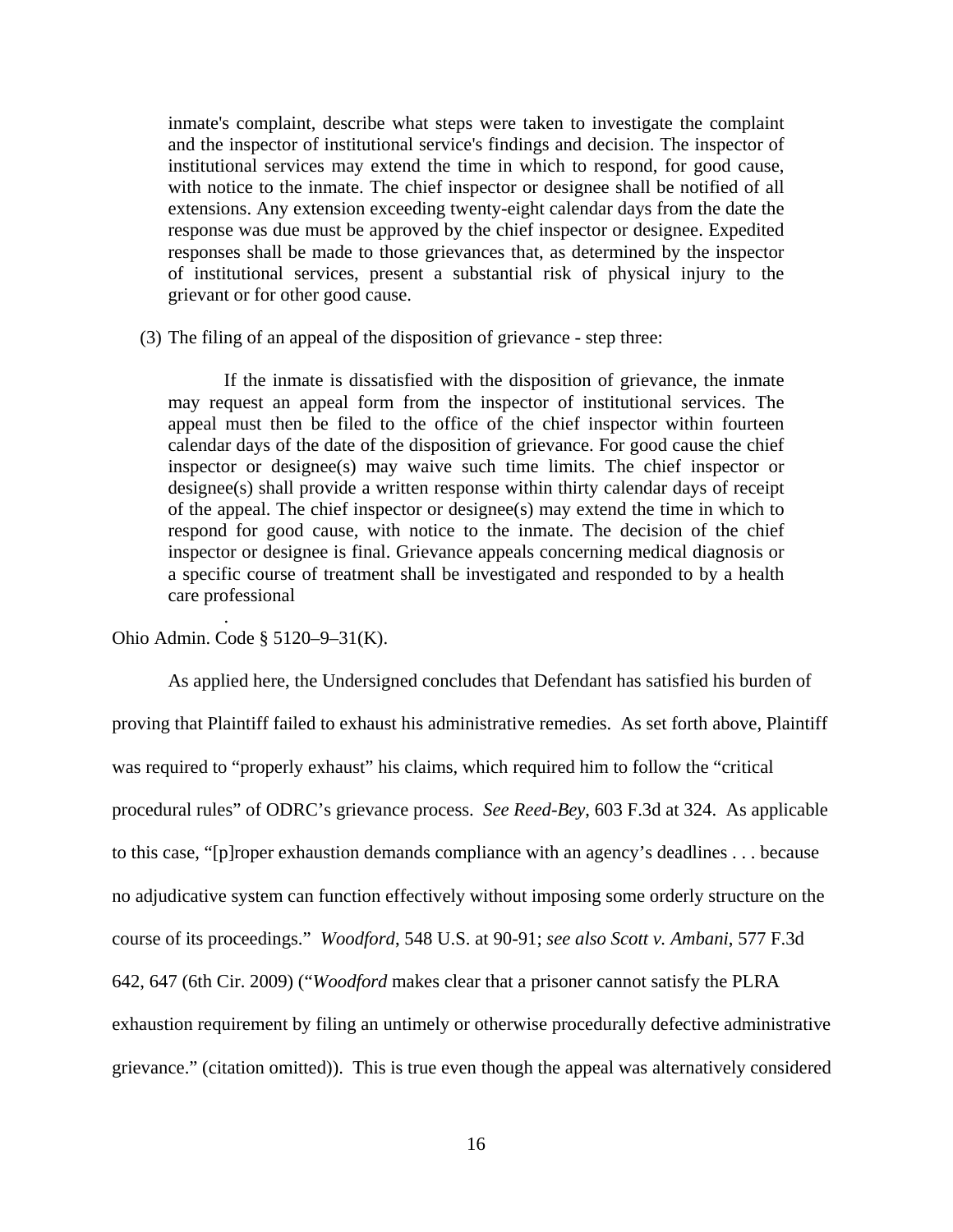> inmate's complaint, describe what steps were taken to investigate the complaint and the inspector of institutional service's findings and decision. The inspector of institutional services may extend the time in which to respond, for good cause, with notice to the inmate. The chief inspector or designee shall be notified of all extensions. Any extension exceeding twenty-eight calendar days from the date the response was due must be approved by the chief inspector or designee. Expedited responses shall be made to those grievances that, as determined by the inspector of institutional services, present a substantial risk of physical injury to the grievant or for other good cause.
>
> (3) The filing of an appeal of the disposition of grievance - step three:
>
> If the inmate is dissatisfied with the disposition of grievance, the inmate may request an appeal form from the inspector of institutional services. The appeal must then be filed to the office of the chief inspector within fourteen calendar days of the date of the disposition of grievance. For good cause the chief inspector or designee(s) may waive such time limits. The chief inspector or designee(s) shall provide a written response within thirty calendar days of receipt of the appeal. The chief inspector or designee(s) may extend the time in which to respond for good cause, with notice to the inmate. The decision of the chief inspector or designee is final. Grievance appeals concerning medical diagnosis or a specific course of treatment shall be investigated and responded to by a health care professional
>
> .

Ohio Admin. Code § 5120–9–31(K).

As applied here, the Undersigned concludes that Defendant has satisfied his burden of proving that Plaintiff failed to exhaust his administrative remedies. As set forth above, Plaintiff was required to "properly exhaust" his claims, which required him to follow the "critical procedural rules" of ODRC's grievance process. *See Reed-Bey*, 603 F.3d at 324. As applicable to this case, "[p]roper exhaustion demands compliance with an agency's deadlines . . . because no adjudicative system can function effectively without imposing some orderly structure on the course of its proceedings." *Woodford*, 548 U.S. at 90-91; *see also Scott v. Ambani*, 577 F.3d 642, 647 (6th Cir. 2009) ("*Woodford* makes clear that a prisoner cannot satisfy the PLRA exhaustion requirement by filing an untimely or otherwise procedurally defective administrative grievance." (citation omitted)). This is true even though the appeal was alternatively considered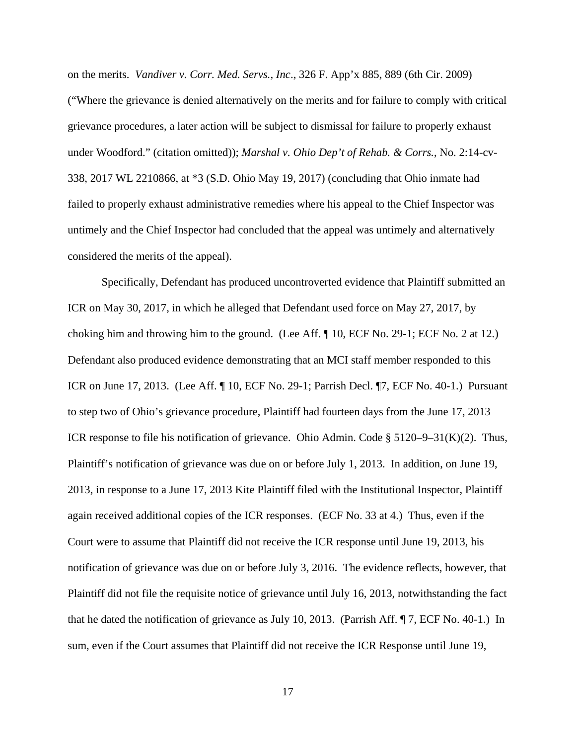on the merits. *Vandiver v. Corr. Med. Servs., Inc*., 326 F. App'x 885, 889 (6th Cir. 2009) ("Where the grievance is denied alternatively on the merits and for failure to comply with critical grievance procedures, a later action will be subject to dismissal for failure to properly exhaust under Woodford." (citation omitted)); *Marshal v. Ohio Dep't of Rehab. & Corrs.*, No. 2:14-cv-338, 2017 WL 2210866, at *3 (S.D. Ohio May 19, 2017) (concluding that Ohio inmate had failed to properly exhaust administrative remedies where his appeal to the Chief Inspector was untimely and the Chief Inspector had concluded that the appeal was untimely and alternatively considered the merits of the appeal).

Specifically, Defendant has produced uncontroverted evidence that Plaintiff submitted an ICR on May 30, 2017, in which he alleged that Defendant used force on May 27, 2017, by choking him and throwing him to the ground. (Lee Aff. ¶ 10, ECF No. 29-1; ECF No. 2 at 12.) Defendant also produced evidence demonstrating that an MCI staff member responded to this ICR on June 17, 2013. (Lee Aff. ¶ 10, ECF No. 29-1; Parrish Decl. ¶7, ECF No. 40-1.) Pursuant to step two of Ohio's grievance procedure, Plaintiff had fourteen days from the June 17, 2013 ICR response to file his notification of grievance. Ohio Admin. Code § 5120–9–31(K)(2). Thus, Plaintiff's notification of grievance was due on or before July 1, 2013. In addition, on June 19, 2013, in response to a June 17, 2013 Kite Plaintiff filed with the Institutional Inspector, Plaintiff again received additional copies of the ICR responses. (ECF No. 33 at 4.) Thus, even if the Court were to assume that Plaintiff did not receive the ICR response until June 19, 2013, his notification of grievance was due on or before July 3, 2016. The evidence reflects, however, that Plaintiff did not file the requisite notice of grievance until July 16, 2013, notwithstanding the fact that he dated the notification of grievance as July 10, 2013. (Parrish Aff. ¶ 7, ECF No. 40-1.) In sum, even if the Court assumes that Plaintiff did not receive the ICR Response until June 19,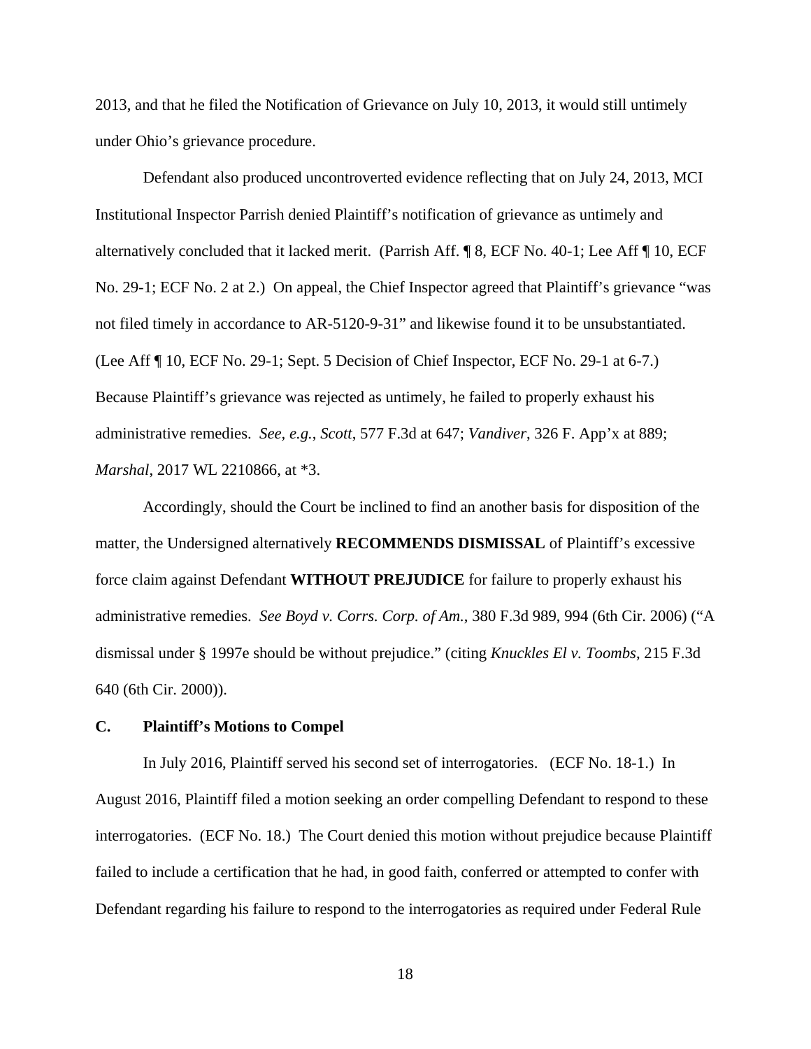2013, and that he filed the Notification of Grievance on July 10, 2013, it would still untimely under Ohio's grievance procedure.

Defendant also produced uncontroverted evidence reflecting that on July 24, 2013, MCI Institutional Inspector Parrish denied Plaintiff's notification of grievance as untimely and alternatively concluded that it lacked merit. (Parrish Aff. ¶ 8, ECF No. 40-1; Lee Aff ¶ 10, ECF No. 29-1; ECF No. 2 at 2.) On appeal, the Chief Inspector agreed that Plaintiff's grievance "was not filed timely in accordance to AR-5120-9-31" and likewise found it to be unsubstantiated. (Lee Aff ¶ 10, ECF No. 29-1; Sept. 5 Decision of Chief Inspector, ECF No. 29-1 at 6-7.) Because Plaintiff's grievance was rejected as untimely, he failed to properly exhaust his administrative remedies. *See, e.g.*, *Scott*, 577 F.3d at 647; *Vandiver*, 326 F. App'x at 889; *Marshal*, 2017 WL 2210866, at *3.

Accordingly, should the Court be inclined to find an another basis for disposition of the matter, the Undersigned alternatively **RECOMMENDS DISMISSAL** of Plaintiff's excessive force claim against Defendant **WITHOUT PREJUDICE** for failure to properly exhaust his administrative remedies. *See Boyd v. Corrs. Corp. of Am.*, 380 F.3d 989, 994 (6th Cir. 2006) ("A dismissal under § 1997e should be without prejudice." (citing *Knuckles El v. Toombs*, 215 F.3d 640 (6th Cir. 2000)).

### C. Plaintiff's Motions to Compel

In July 2016, Plaintiff served his second set of interrogatories. (ECF No. 18-1.) In August 2016, Plaintiff filed a motion seeking an order compelling Defendant to respond to these interrogatories. (ECF No. 18.) The Court denied this motion without prejudice because Plaintiff failed to include a certification that he had, in good faith, conferred or attempted to confer with Defendant regarding his failure to respond to the interrogatories as required under Federal Rule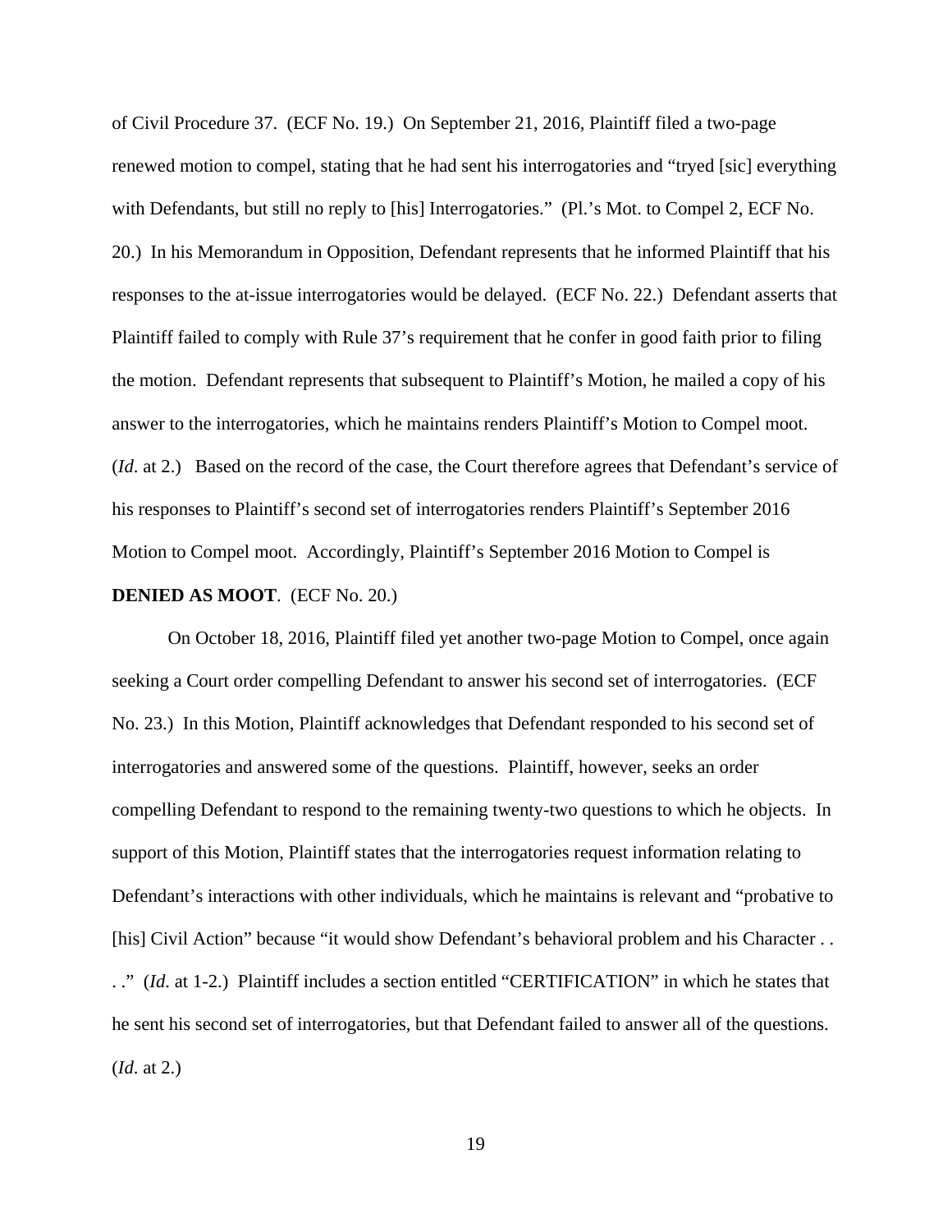of Civil Procedure 37. (ECF No. 19.) On September 21, 2016, Plaintiff filed a two-page renewed motion to compel, stating that he had sent his interrogatories and "tryed [sic] everything with Defendants, but still no reply to [his] Interrogatories." (Pl.'s Mot. to Compel 2, ECF No. 20.) In his Memorandum in Opposition, Defendant represents that he informed Plaintiff that his responses to the at-issue interrogatories would be delayed. (ECF No. 22.) Defendant asserts that Plaintiff failed to comply with Rule 37's requirement that he confer in good faith prior to filing the motion. Defendant represents that subsequent to Plaintiff's Motion, he mailed a copy of his answer to the interrogatories, which he maintains renders Plaintiff's Motion to Compel moot. (*Id*. at 2.) Based on the record of the case, the Court therefore agrees that Defendant's service of his responses to Plaintiff's second set of interrogatories renders Plaintiff's September 2016 Motion to Compel moot. Accordingly, Plaintiff's September 2016 Motion to Compel is **DENIED AS MOOT**. (ECF No. 20.)

On October 18, 2016, Plaintiff filed yet another two-page Motion to Compel, once again seeking a Court order compelling Defendant to answer his second set of interrogatories. (ECF No. 23.) In this Motion, Plaintiff acknowledges that Defendant responded to his second set of interrogatories and answered some of the questions. Plaintiff, however, seeks an order compelling Defendant to respond to the remaining twenty-two questions to which he objects. In support of this Motion, Plaintiff states that the interrogatories request information relating to Defendant's interactions with other individuals, which he maintains is relevant and "probative to [his] Civil Action" because "it would show Defendant's behavioral problem and his Character . . . ." (*Id*. at 1-2.) Plaintiff includes a section entitled "CERTIFICATION" in which he states that he sent his second set of interrogatories, but that Defendant failed to answer all of the questions. (*Id*. at 2.)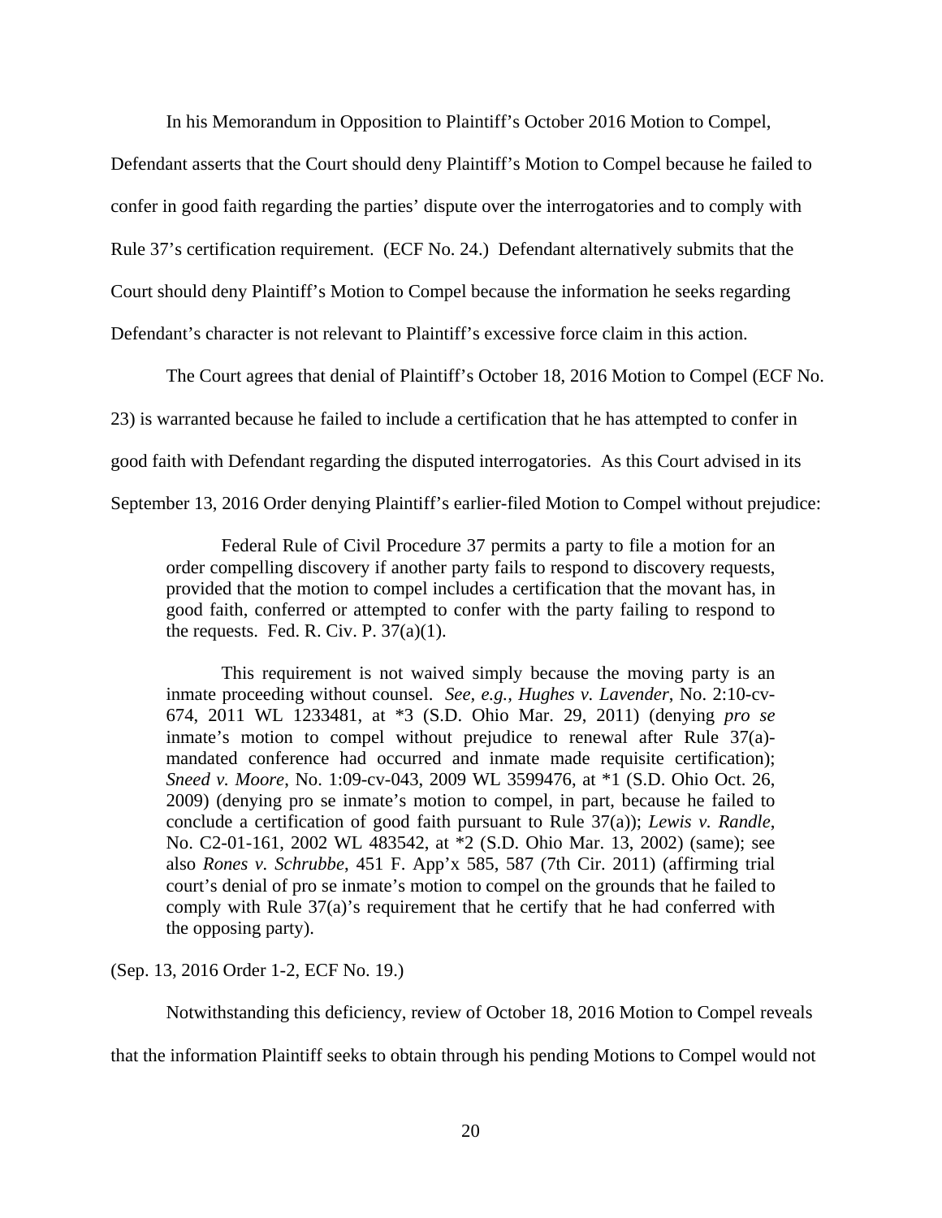In his Memorandum in Opposition to Plaintiff's October 2016 Motion to Compel, Defendant asserts that the Court should deny Plaintiff's Motion to Compel because he failed to confer in good faith regarding the parties' dispute over the interrogatories and to comply with Rule 37's certification requirement. (ECF No. 24.) Defendant alternatively submits that the Court should deny Plaintiff's Motion to Compel because the information he seeks regarding Defendant's character is not relevant to Plaintiff's excessive force claim in this action.

The Court agrees that denial of Plaintiff's October 18, 2016 Motion to Compel (ECF No. 23) is warranted because he failed to include a certification that he has attempted to confer in good faith with Defendant regarding the disputed interrogatories. As this Court advised in its September 13, 2016 Order denying Plaintiff's earlier-filed Motion to Compel without prejudice:

> Federal Rule of Civil Procedure 37 permits a party to file a motion for an order compelling discovery if another party fails to respond to discovery requests, provided that the motion to compel includes a certification that the movant has, in good faith, conferred or attempted to confer with the party failing to respond to the requests. Fed. R. Civ. P. 37(a)(1).
>
> This requirement is not waived simply because the moving party is an inmate proceeding without counsel. *See, e.g.*, *Hughes v. Lavender*, No. 2:10-cv-674, 2011 WL 1233481, at *3 (S.D. Ohio Mar. 29, 2011) (denying *pro se* inmate's motion to compel without prejudice to renewal after Rule 37(a)-mandated conference had occurred and inmate made requisite certification); *Sneed v. Moore*, No. 1:09-cv-043, 2009 WL 3599476, at *1 (S.D. Ohio Oct. 26, 2009) (denying pro se inmate's motion to compel, in part, because he failed to conclude a certification of good faith pursuant to Rule 37(a)); *Lewis v. Randle*, No. C2-01-161, 2002 WL 483542, at *2 (S.D. Ohio Mar. 13, 2002) (same); see also *Rones v. Schrubbe*, 451 F. App'x 585, 587 (7th Cir. 2011) (affirming trial court's denial of pro se inmate's motion to compel on the grounds that he failed to comply with Rule 37(a)'s requirement that he certify that he had conferred with the opposing party).

(Sep. 13, 2016 Order 1-2, ECF No. 19.)

Notwithstanding this deficiency, review of October 18, 2016 Motion to Compel reveals that the information Plaintiff seeks to obtain through his pending Motions to Compel would not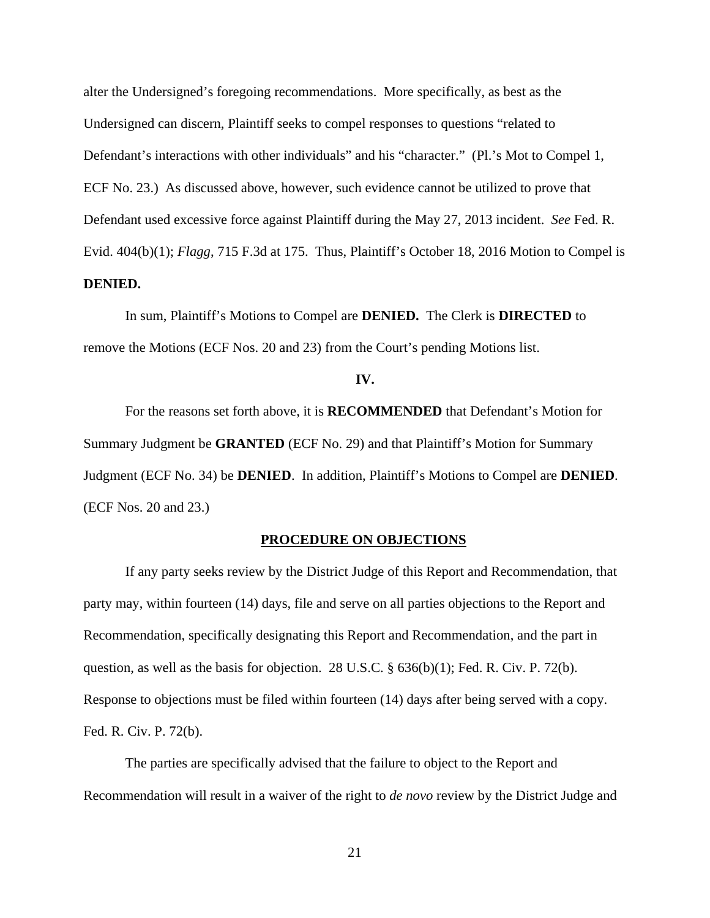alter the Undersigned's foregoing recommendations. More specifically, as best as the Undersigned can discern, Plaintiff seeks to compel responses to questions "related to Defendant's interactions with other individuals" and his "character." (Pl.'s Mot to Compel 1, ECF No. 23.) As discussed above, however, such evidence cannot be utilized to prove that Defendant used excessive force against Plaintiff during the May 27, 2013 incident. *See* Fed. R. Evid. 404(b)(1); *Flagg*, 715 F.3d at 175. Thus, Plaintiff's October 18, 2016 Motion to Compel is **DENIED.**

In sum, Plaintiff's Motions to Compel are **DENIED.** The Clerk is **DIRECTED** to remove the Motions (ECF Nos. 20 and 23) from the Court's pending Motions list.

**IV.**

For the reasons set forth above, it is **RECOMMENDED** that Defendant's Motion for Summary Judgment be **GRANTED** (ECF No. 29) and that Plaintiff's Motion for Summary Judgment (ECF No. 34) be **DENIED**. In addition, Plaintiff's Motions to Compel are **DENIED**. (ECF Nos. 20 and 23.)

**PROCEDURE ON OBJECTIONS**

If any party seeks review by the District Judge of this Report and Recommendation, that party may, within fourteen (14) days, file and serve on all parties objections to the Report and Recommendation, specifically designating this Report and Recommendation, and the part in question, as well as the basis for objection. 28 U.S.C. § 636(b)(1); Fed. R. Civ. P. 72(b). Response to objections must be filed within fourteen (14) days after being served with a copy. Fed. R. Civ. P. 72(b).

The parties are specifically advised that the failure to object to the Report and Recommendation will result in a waiver of the right to *de novo* review by the District Judge and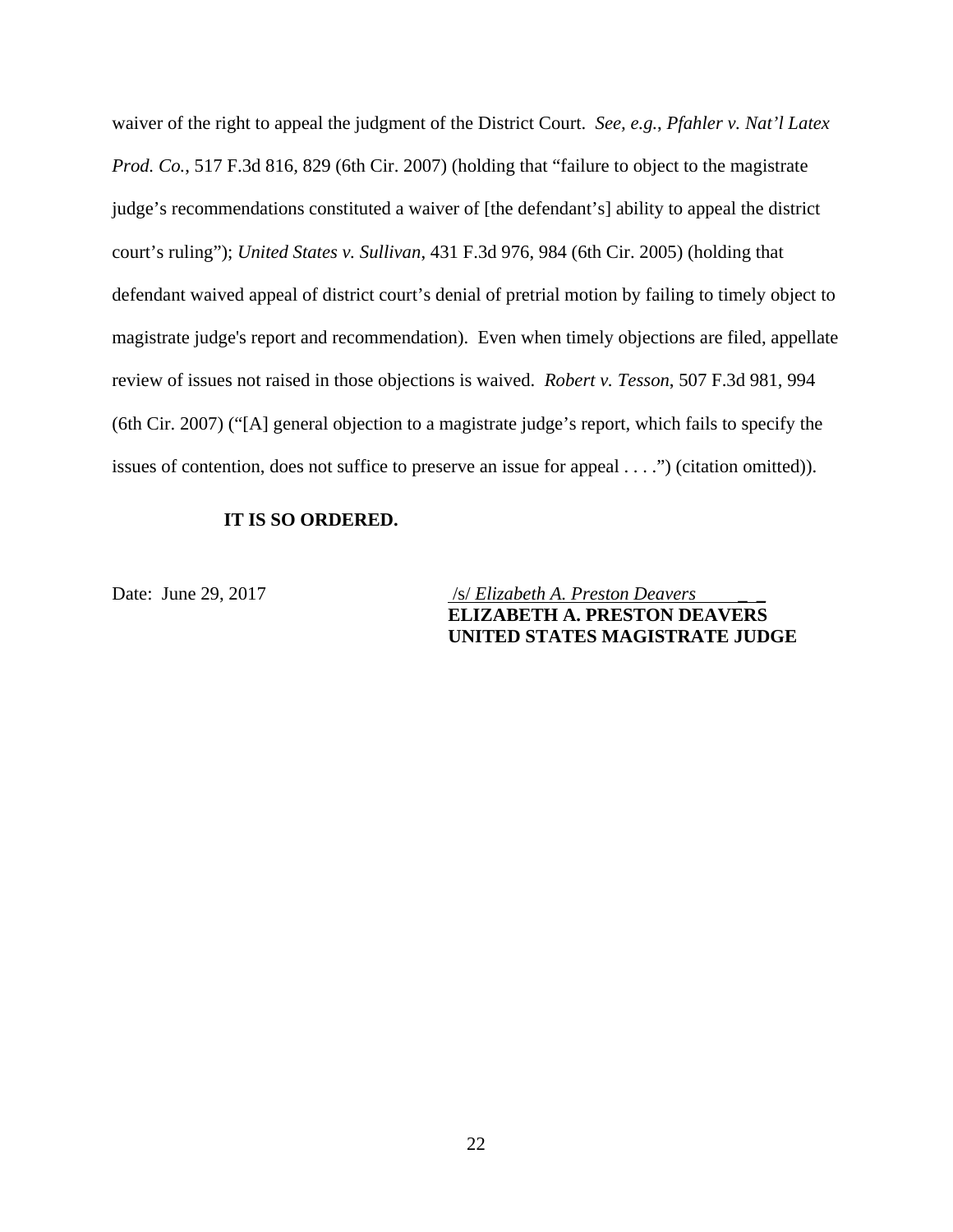waiver of the right to appeal the judgment of the District Court. *See, e.g.*, *Pfahler v. Nat'l Latex Prod. Co.*, 517 F.3d 816, 829 (6th Cir. 2007) (holding that "failure to object to the magistrate judge's recommendations constituted a waiver of [the defendant's] ability to appeal the district court's ruling"); *United States v. Sullivan*, 431 F.3d 976, 984 (6th Cir. 2005) (holding that defendant waived appeal of district court's denial of pretrial motion by failing to timely object to magistrate judge's report and recommendation). Even when timely objections are filed, appellate review of issues not raised in those objections is waived. *Robert v. Tesson*, 507 F.3d 981, 994 (6th Cir. 2007) ("[A] general objection to a magistrate judge's report, which fails to specify the issues of contention, does not suffice to preserve an issue for appeal . . . .") (citation omitted)).

**IT IS SO ORDERED.**

Date: June 29, 2017

/s/ *Elizabeth A. Preston Deavers*
**ELIZABETH A. PRESTON DEAVERS**
**UNITED STATES MAGISTRATE JUDGE**